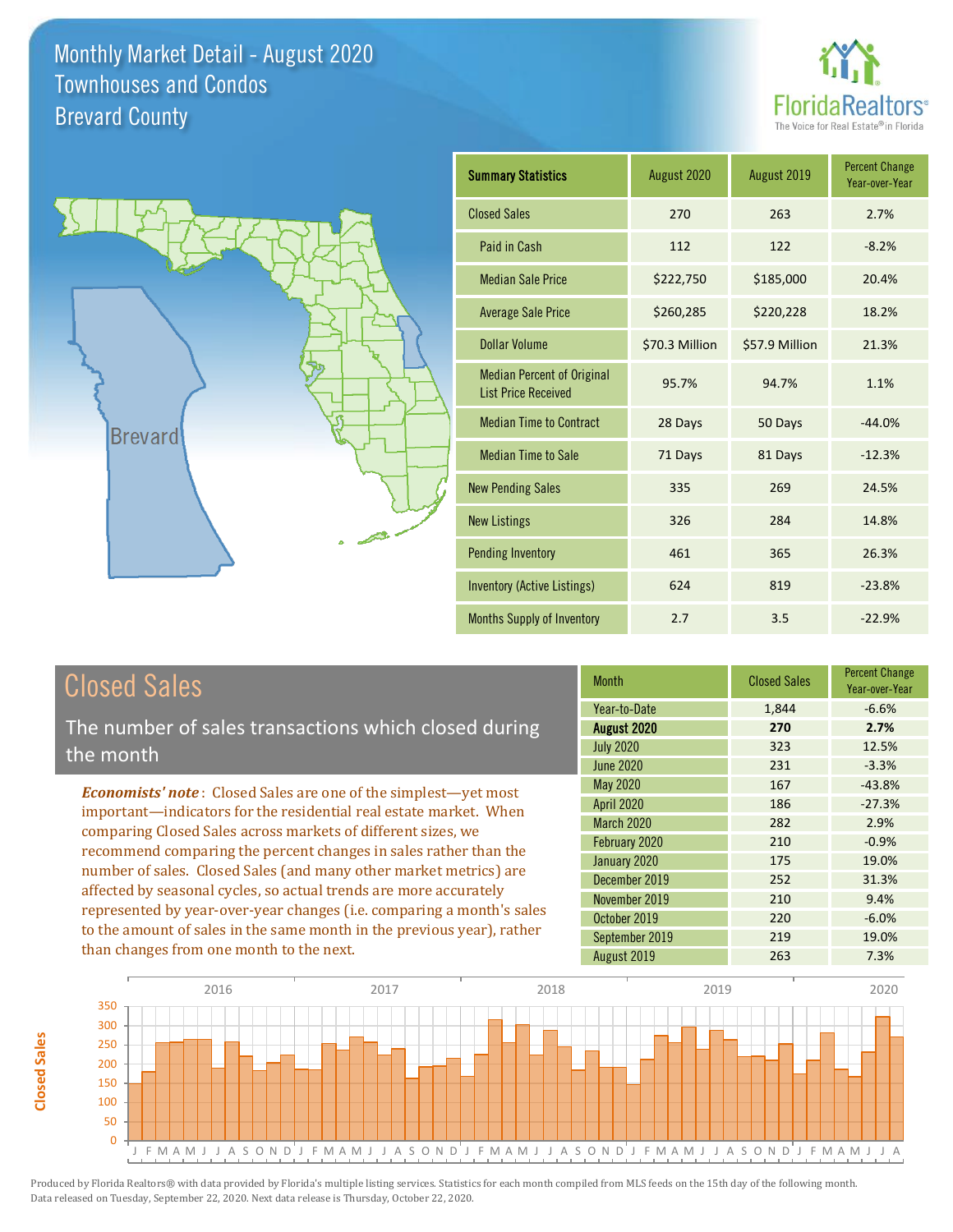# Monthly Market Detail - August 2020
## Townhouses and Condos
## Brevard County

FloridaRealtors® The Voice for Real Estate® in Florida

Brevard

| Summary Statistics | August 2020 | August 2019 | Percent Change Year-over-Year |
|---|---|---|---|
| Closed Sales | 270 | 263 | 2.7% |
| Paid in Cash | 112 | 122 | -8.2% |
| Median Sale Price | $222,750 | $185,000 | 20.4% |
| Average Sale Price | $260,285 | $220,228 | 18.2% |
| Dollar Volume | $70.3 Million | $57.9 Million | 21.3% |
| Median Percent of Original List Price Received | 95.7% | 94.7% | 1.1% |
| Median Time to Contract | 28 Days | 50 Days | -44.0% |
| Median Time to Sale | 71 Days | 81 Days | -12.3% |
| New Pending Sales | 335 | 269 | 24.5% |
| New Listings | 326 | 284 | 14.8% |
| Pending Inventory | 461 | 365 | 26.3% |
| Inventory (Active Listings) | 624 | 819 | -23.8% |
| Months Supply of Inventory | 2.7 | 3.5 | -22.9% |

## Closed Sales

The number of sales transactions which closed during the month

*Economists' note*: Closed Sales are one of the simplest—yet most important—indicators for the residential real estate market. When comparing Closed Sales across markets of different sizes, we recommend comparing the percent changes in sales rather than the number of sales. Closed Sales (and many other market metrics) are affected by seasonal cycles, so actual trends are more accurately represented by year-over-year changes (i.e. comparing a month's sales to the amount of sales in the same month in the previous year), rather than changes from one month to the next.

| Month | Closed Sales | Percent Change Year-over-Year |
|---|---|---|
| Year-to-Date | 1,844 | -6.6% |
| **August 2020** | **270** | **2.7%** |
| July 2020 | 323 | 12.5% |
| June 2020 | 231 | -3.3% |
| May 2020 | 167 | -43.8% |
| April 2020 | 186 | -27.3% |
| March 2020 | 282 | 2.9% |
| February 2020 | 210 | -0.9% |
| January 2020 | 175 | 19.0% |
| December 2019 | 252 | 31.3% |
| November 2019 | 210 | 9.4% |
| October 2019 | 220 | -6.0% |
| September 2019 | 219 | 19.0% |
| August 2019 | 263 | 7.3% |

Closed Sales

2016 2017 2018 2019 2020

350 300 250 200 150 100 50 0

J F M A M J J A S O N D J F M A M J J A S O N D J F M A M J J A S O N D J F M A M J J A S O N D J F M A M J J A

Produced by Florida Realtors® with data provided by Florida's multiple listing services. Statistics for each month compiled from MLS feeds on the 15th day of the following month. Data released on Tuesday, September 22, 2020. Next data release is Thursday, October 22, 2020.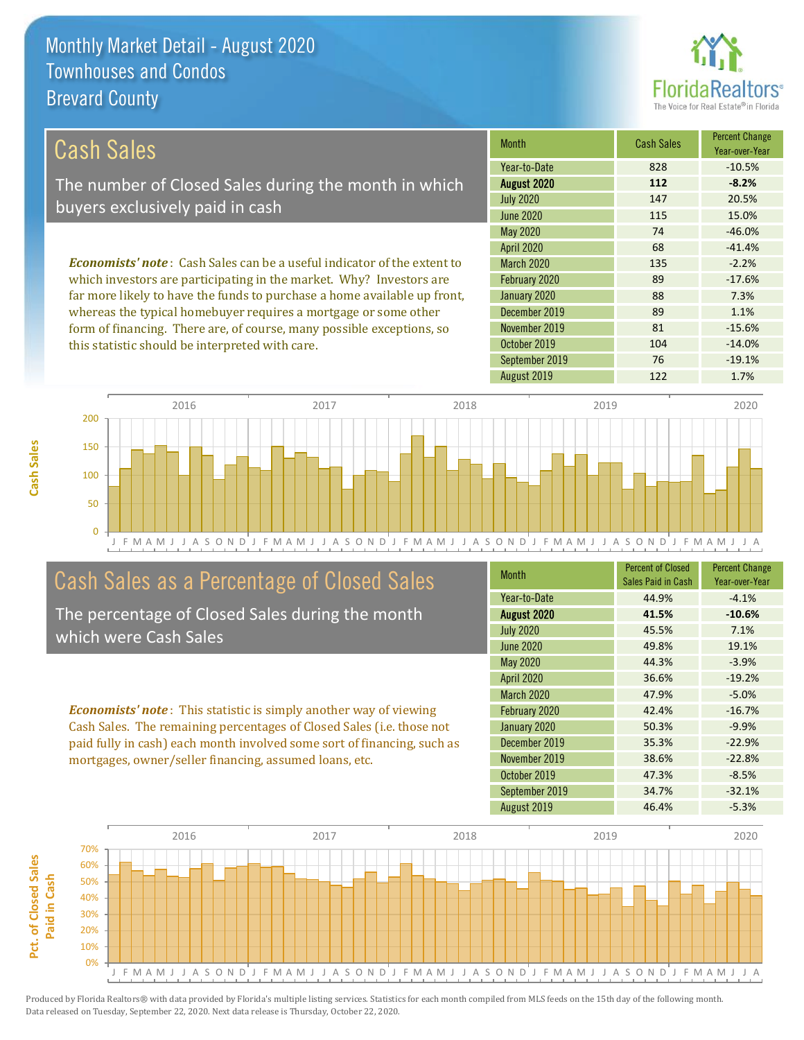Monthly Market Detail - August 2020
Townhouses and Condos
Brevard County

## Cash Sales

The number of Closed Sales during the month in which buyers exclusively paid in cash

***Economists' note***: Cash Sales can be a useful indicator of the extent to which investors are participating in the market. Why? Investors are far more likely to have the funds to purchase a home available up front, whereas the typical homebuyer requires a mortgage or some other form of financing. There are, of course, many possible exceptions, so this statistic should be interpreted with care.

| Month | Cash Sales | Percent Change Year-over-Year |
|---|---|---|
| Year-to-Date | 828 | -10.5% |
| **August 2020** | **112** | **-8.2%** |
| July 2020 | 147 | 20.5% |
| June 2020 | 115 | 15.0% |
| May 2020 | 74 | -46.0% |
| April 2020 | 68 | -41.4% |
| March 2020 | 135 | -2.2% |
| February 2020 | 89 | -17.6% |
| January 2020 | 88 | 7.3% |
| December 2019 | 89 | 1.1% |
| November 2019 | 81 | -15.6% |
| October 2019 | 104 | -14.0% |
| September 2019 | 76 | -19.1% |
| August 2019 | 122 | 1.7% |

Cash Sales

2016 2017 2018 2019 2020

200
150
100
50
0

J F M A M J J A S O N D J F M A M J J A S O N D J F M A M J J A S O N D J F M A M J J A S O N D J F M A M J J A

## Cash Sales as a Percentage of Closed Sales

The percentage of Closed Sales during the month which were Cash Sales

***Economists' note***: This statistic is simply another way of viewing Cash Sales. The remaining percentages of Closed Sales (i.e. those not paid fully in cash) each month involved some sort of financing, such as mortgages, owner/seller financing, assumed loans, etc.

| Month | Percent of Closed Sales Paid in Cash | Percent Change Year-over-Year |
|---|---|---|
| Year-to-Date | 44.9% | -4.1% |
| **August 2020** | **41.5%** | **-10.6%** |
| July 2020 | 45.5% | 7.1% |
| June 2020 | 49.8% | 19.1% |
| May 2020 | 44.3% | -3.9% |
| April 2020 | 36.6% | -19.2% |
| March 2020 | 47.9% | -5.0% |
| February 2020 | 42.4% | -16.7% |
| January 2020 | 50.3% | -9.9% |
| December 2019 | 35.3% | -22.9% |
| November 2019 | 38.6% | -22.8% |
| October 2019 | 47.3% | -8.5% |
| September 2019 | 34.7% | -32.1% |
| August 2019 | 46.4% | -5.3% |

Pct. of Closed Sales Paid in Cash

2016 2017 2018 2019 2020

70%
60%
50%
40%
30%
20%
10%
0%

J F M A M J J A S O N D J F M A M J J A S O N D J F M A M J J A S O N D J F M A M J J A S O N D J F M A M J J A

Produced by Florida Realtors® with data provided by Florida's multiple listing services. Statistics for each month compiled from MLS feeds on the 15th day of the following month. Data released on Tuesday, September 22, 2020. Next data release is Thursday, October 22, 2020.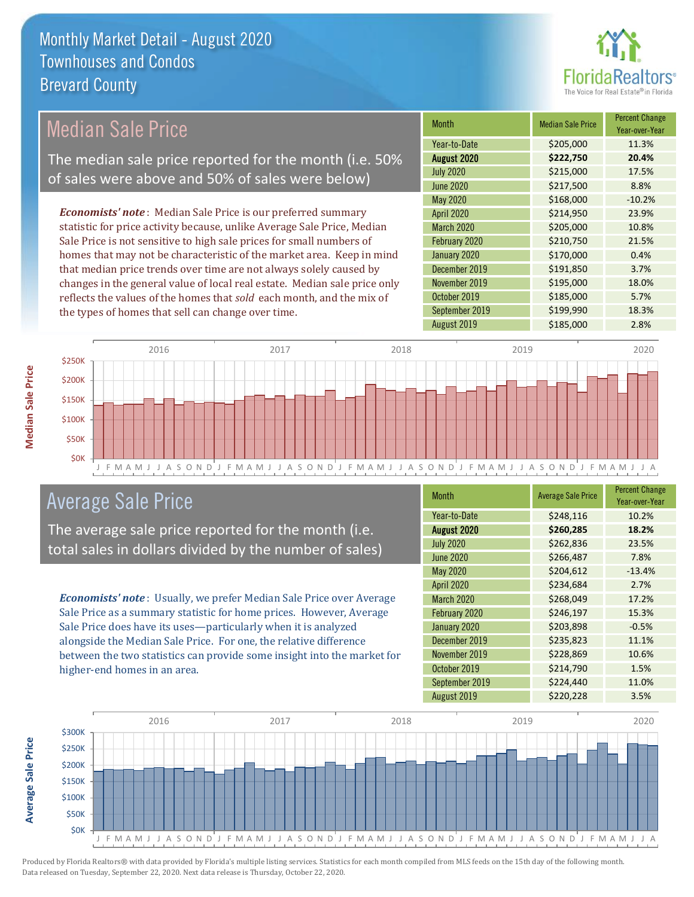# Monthly Market Detail - August 2020
## Townhouses and Condos
## Brevard County

## Median Sale Price

The median sale price reported for the month (i.e. 50% of sales were above and 50% of sales were below)

***Economists' note***: Median Sale Price is our preferred summary statistic for price activity because, unlike Average Sale Price, Median Sale Price is not sensitive to high sale prices for small numbers of homes that may not be characteristic of the market area. Keep in mind that median price trends over time are not always solely caused by changes in the general value of local real estate. Median sale price only reflects the values of the homes that *sold* each month, and the mix of the types of homes that sell can change over time.

| Month | Median Sale Price | Percent Change Year-over-Year |
|---|---|---|
| Year-to-Date | $205,000 | 11.3% |
| **August 2020** | **$222,750** | **20.4%** |
| July 2020 | $215,000 | 17.5% |
| June 2020 | $217,500 | 8.8% |
| May 2020 | $168,000 | -10.2% |
| April 2020 | $214,950 | 23.9% |
| March 2020 | $205,000 | 10.8% |
| February 2020 | $210,750 | 21.5% |
| January 2020 | $170,000 | 0.4% |
| December 2019 | $191,850 | 3.7% |
| November 2019 | $195,000 | 18.0% |
| October 2019 | $185,000 | 5.7% |
| September 2019 | $199,990 | 18.3% |
| August 2019 | $185,000 | 2.8% |

Median Sale Price

2016 2017 2018 2019 2020

$250K $200K $150K $100K $50K $0K

J F M A M J J A S O N D J F M A M J J A S O N D J F M A M J J A S O N D J F M A M J J A S O N D J F M A M J J A

## Average Sale Price

The average sale price reported for the month (i.e. total sales in dollars divided by the number of sales)

***Economists' note***: Usually, we prefer Median Sale Price over Average Sale Price as a summary statistic for home prices. However, Average Sale Price does have its uses—particularly when it is analyzed alongside the Median Sale Price. For one, the relative difference between the two statistics can provide some insight into the market for higher-end homes in an area.

| Month | Average Sale Price | Percent Change Year-over-Year |
|---|---|---|
| Year-to-Date | $248,116 | 10.2% |
| **August 2020** | **$260,285** | **18.2%** |
| July 2020 | $262,836 | 23.5% |
| June 2020 | $266,487 | 7.8% |
| May 2020 | $204,612 | -13.4% |
| April 2020 | $234,684 | 2.7% |
| March 2020 | $268,049 | 17.2% |
| February 2020 | $246,197 | 15.3% |
| January 2020 | $203,898 | -0.5% |
| December 2019 | $235,823 | 11.1% |
| November 2019 | $228,869 | 10.6% |
| October 2019 | $214,790 | 1.5% |
| September 2019 | $224,440 | 11.0% |
| August 2019 | $220,228 | 3.5% |

Average Sale Price

2016 2017 2018 2019 2020

$300K $250K $200K $150K $100K $50K $0K

J F M A M J J A S O N D J F M A M J J A S O N D J F M A M J J A S O N D J F M A M J J A S O N D J F M A M J J A

Produced by Florida Realtors® with data provided by Florida's multiple listing services. Statistics for each month compiled from MLS feeds on the 15th day of the following month. Data released on Tuesday, September 22, 2020. Next data release is Thursday, October 22, 2020.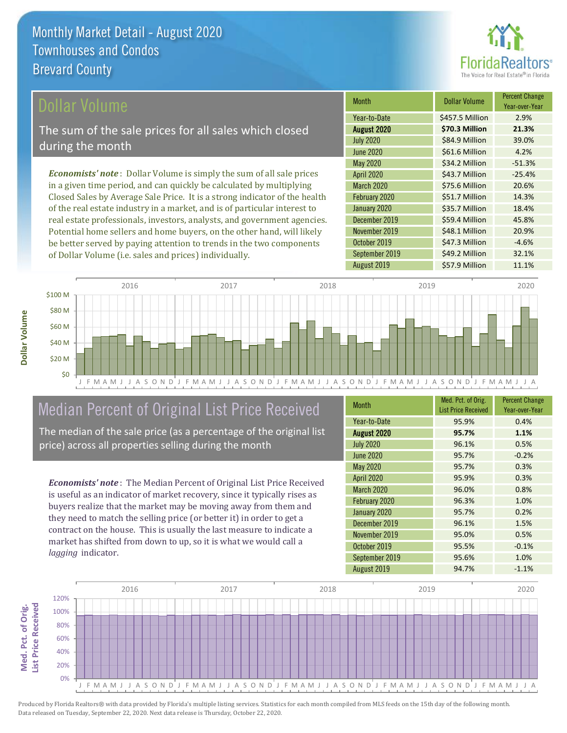# Monthly Market Detail - August 2020
## Townhouses and Condos
## Brevard County

## Dollar Volume

The sum of the sale prices for all sales which closed during the month

*Economists' note*: Dollar Volume is simply the sum of all sale prices in a given time period, and can quickly be calculated by multiplying Closed Sales by Average Sale Price. It is a strong indicator of the health of the real estate industry in a market, and is of particular interest to real estate professionals, investors, analysts, and government agencies. Potential home sellers and home buyers, on the other hand, will likely be better served by paying attention to trends in the two components of Dollar Volume (i.e. sales and prices) individually.

| Month | Dollar Volume | Percent Change Year-over-Year |
|---|---|---|
| Year-to-Date | $457.5 Million | 2.9% |
| **August 2020** | **$70.3 Million** | **21.3%** |
| July 2020 | $84.9 Million | 39.0% |
| June 2020 | $61.6 Million | 4.2% |
| May 2020 | $34.2 Million | -51.3% |
| April 2020 | $43.7 Million | -25.4% |
| March 2020 | $75.6 Million | 20.6% |
| February 2020 | $51.7 Million | 14.3% |
| January 2020 | $35.7 Million | 18.4% |
| December 2019 | $59.4 Million | 45.8% |
| November 2019 | $48.1 Million | 20.9% |
| October 2019 | $47.3 Million | -4.6% |
| September 2019 | $49.2 Million | 32.1% |
| August 2019 | $57.9 Million | 11.1% |

Dollar Volume

2016 2017 2018 2019 2020

$100 M $80 M $60 M $40 M $20 M $0

J F M A M J J A S O N D J F M A M J J A S O N D J F M A M J J A S O N D J F M A M J J A S O N D J F M A M J J A

## Median Percent of Original List Price Received

The median of the sale price (as a percentage of the original list price) across all properties selling during the month

*Economists' note*: The Median Percent of Original List Price Received is useful as an indicator of market recovery, since it typically rises as buyers realize that the market may be moving away from them and they need to match the selling price (or better it) in order to get a contract on the house. This is usually the last measure to indicate a market has shifted from down to up, so it is what we would call a *lagging* indicator.

| Month | Med. Pct. of Orig. List Price Received | Percent Change Year-over-Year |
|---|---|---|
| Year-to-Date | 95.9% | 0.4% |
| **August 2020** | **95.7%** | **1.1%** |
| July 2020 | 96.1% | 0.5% |
| June 2020 | 95.7% | -0.2% |
| May 2020 | 95.7% | 0.3% |
| April 2020 | 95.9% | 0.3% |
| March 2020 | 96.0% | 0.8% |
| February 2020 | 96.3% | 1.0% |
| January 2020 | 95.7% | 0.2% |
| December 2019 | 96.1% | 1.5% |
| November 2019 | 95.0% | 0.5% |
| October 2019 | 95.5% | -0.1% |
| September 2019 | 95.6% | 1.0% |
| August 2019 | 94.7% | -1.1% |

Med. Pct. of Orig. List Price Received

2016 2017 2018 2019 2020

120% 100% 80% 60% 40% 20% 0%

J F M A M J J A S O N D J F M A M J J A S O N D J F M A M J J A S O N D J F M A M J J A S O N D J F M A M J J A

Produced by Florida Realtors® with data provided by Florida's multiple listing services. Statistics for each month compiled from MLS feeds on the 15th day of the following month. Data released on Tuesday, September 22, 2020. Next data release is Thursday, October 22, 2020.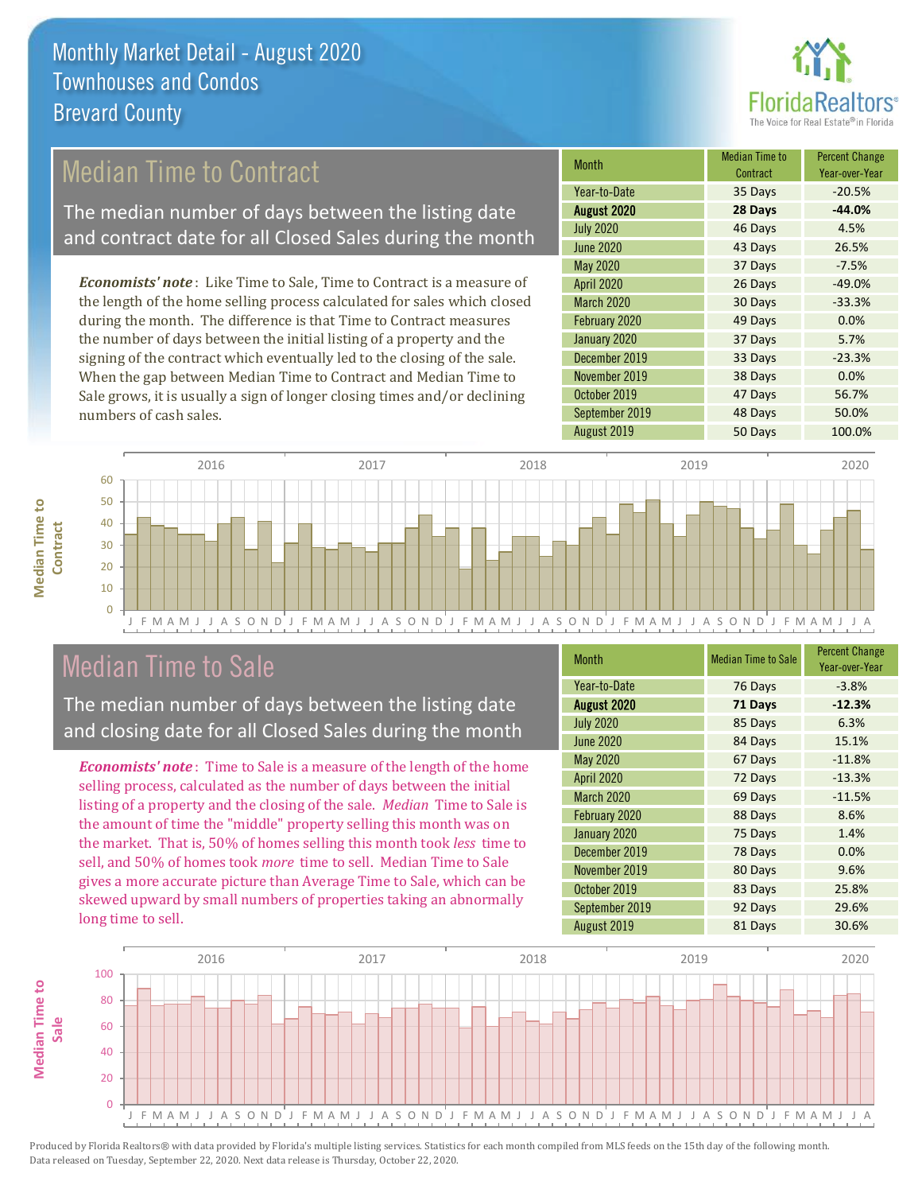# Monthly Market Detail - August 2020
## Townhouses and Condos
## Brevard County

FloridaRealtors®
The Voice for Real Estate® in Florida

## Median Time to Contract

The median number of days between the listing date and contract date for all Closed Sales during the month

***Economists' note***: Like Time to Sale, Time to Contract is a measure of the length of the home selling process calculated for sales which closed during the month. The difference is that Time to Contract measures the number of days between the initial listing of a property and the signing of the contract which eventually led to the closing of the sale. When the gap between Median Time to Contract and Median Time to Sale grows, it is usually a sign of longer closing times and/or declining numbers of cash sales.

| Month | Median Time to Contract | Percent Change Year-over-Year |
|---|---|---|
| Year-to-Date | 35 Days | -20.5% |
| **August 2020** | **28 Days** | **-44.0%** |
| July 2020 | 46 Days | 4.5% |
| June 2020 | 43 Days | 26.5% |
| May 2020 | 37 Days | -7.5% |
| April 2020 | 26 Days | -49.0% |
| March 2020 | 30 Days | -33.3% |
| February 2020 | 49 Days | 0.0% |
| January 2020 | 37 Days | 5.7% |
| December 2019 | 33 Days | -23.3% |
| November 2019 | 38 Days | 0.0% |
| October 2019 | 47 Days | 56.7% |
| September 2019 | 48 Days | 50.0% |
| August 2019 | 50 Days | 100.0% |

Median Time to Contract

2016 2017 2018 2019 2020

0 10 20 30 40 50 60

J F M A M J J A S O N D J F M A M J J A S O N D J F M A M J J A S O N D J F M A M J J A S O N D J F M A M J J A

## Median Time to Sale

The median number of days between the listing date and closing date for all Closed Sales during the month

***Economists' note***: Time to Sale is a measure of the length of the home selling process, calculated as the number of days between the initial listing of a property and the closing of the sale. *Median* Time to Sale is the amount of time the "middle" property selling this month was on the market. That is, 50% of homes selling this month took *less* time to sell, and 50% of homes took *more* time to sell. Median Time to Sale gives a more accurate picture than Average Time to Sale, which can be skewed upward by small numbers of properties taking an abnormally long time to sell.

| Month | Median Time to Sale | Percent Change Year-over-Year |
|---|---|---|
| Year-to-Date | 76 Days | -3.8% |
| **August 2020** | **71 Days** | **-12.3%** |
| July 2020 | 85 Days | 6.3% |
| June 2020 | 84 Days | 15.1% |
| May 2020 | 67 Days | -11.8% |
| April 2020 | 72 Days | -13.3% |
| March 2020 | 69 Days | -11.5% |
| February 2020 | 88 Days | 8.6% |
| January 2020 | 75 Days | 1.4% |
| December 2019 | 78 Days | 0.0% |
| November 2019 | 80 Days | 9.6% |
| October 2019 | 83 Days | 25.8% |
| September 2019 | 92 Days | 29.6% |
| August 2019 | 81 Days | 30.6% |

Median Time to Sale

2016 2017 2018 2019 2020

0 20 40 60 80 100

J F M A M J J A S O N D J F M A M J J A S O N D J F M A M J J A S O N D J F M A M J J A S O N D J F M A M J J A

Produced by Florida Realtors® with data provided by Florida's multiple listing services. Statistics for each month compiled from MLS feeds on the 15th day of the following month. Data released on Tuesday, September 22, 2020. Next data release is Thursday, October 22, 2020.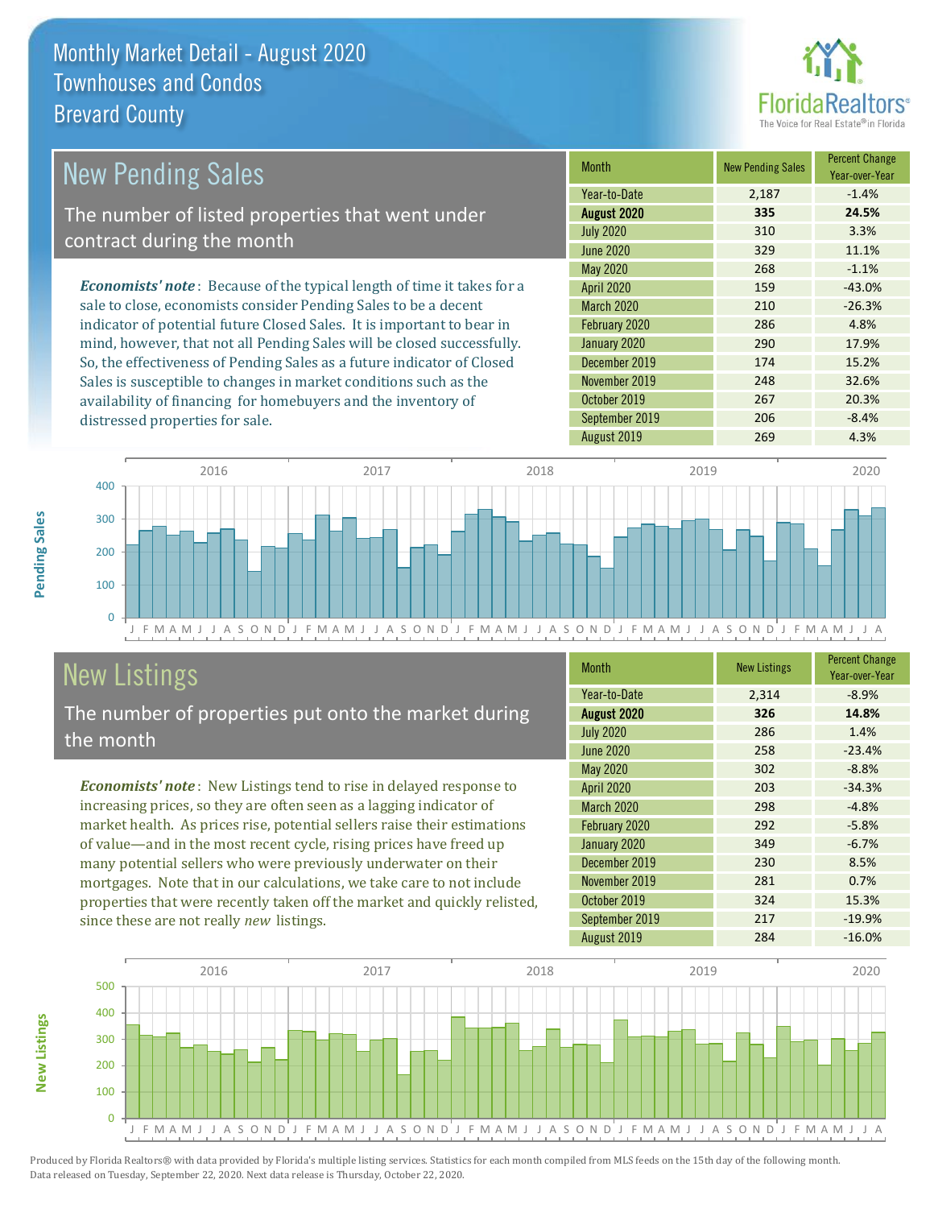# Monthly Market Detail - August 2020
## Townhouses and Condos
## Brevard County

FloridaRealtors®
The Voice for Real Estate® in Florida

## New Pending Sales

The number of listed properties that went under contract during the month

*Economists' note*: Because of the typical length of time it takes for a sale to close, economists consider Pending Sales to be a decent indicator of potential future Closed Sales. It is important to bear in mind, however, that not all Pending Sales will be closed successfully. So, the effectiveness of Pending Sales as a future indicator of Closed Sales is susceptible to changes in market conditions such as the availability of financing for homebuyers and the inventory of distressed properties for sale.

| Month | New Pending Sales | Percent Change Year-over-Year |
|---|---|---|
| Year-to-Date | 2,187 | -1.4% |
| **August 2020** | **335** | **24.5%** |
| July 2020 | 310 | 3.3% |
| June 2020 | 329 | 11.1% |
| May 2020 | 268 | -1.1% |
| April 2020 | 159 | -43.0% |
| March 2020 | 210 | -26.3% |
| February 2020 | 286 | 4.8% |
| January 2020 | 290 | 17.9% |
| December 2019 | 174 | 15.2% |
| November 2019 | 248 | 32.6% |
| October 2019 | 267 | 20.3% |
| September 2019 | 206 | -8.4% |
| August 2019 | 269 | 4.3% |

Pending Sales

2016 2017 2018 2019 2020

400
300
200
100
0

J F M A M J J A S O N D J F M A M J J A S O N D J F M A M J J A S O N D J F M A M J J A S O N D J F M A M J J A

## New Listings

The number of properties put onto the market during the month

*Economists' note*: New Listings tend to rise in delayed response to increasing prices, so they are often seen as a lagging indicator of market health. As prices rise, potential sellers raise their estimations of value—and in the most recent cycle, rising prices have freed up many potential sellers who were previously underwater on their mortgages. Note that in our calculations, we take care to not include properties that were recently taken off the market and quickly relisted, since these are not really *new* listings.

| Month | New Listings | Percent Change Year-over-Year |
|---|---|---|
| Year-to-Date | 2,314 | -8.9% |
| **August 2020** | **326** | **14.8%** |
| July 2020 | 286 | 1.4% |
| June 2020 | 258 | -23.4% |
| May 2020 | 302 | -8.8% |
| April 2020 | 203 | -34.3% |
| March 2020 | 298 | -4.8% |
| February 2020 | 292 | -5.8% |
| January 2020 | 349 | -6.7% |
| December 2019 | 230 | 8.5% |
| November 2019 | 281 | 0.7% |
| October 2019 | 324 | 15.3% |
| September 2019 | 217 | -19.9% |
| August 2019 | 284 | -16.0% |

New Listings

2016 2017 2018 2019 2020

500
400
300
200
100
0

J F M A M J J A S O N D J F M A M J J A S O N D J F M A M J J A S O N D J F M A M J J A S O N D J F M A M J J A

Produced by Florida Realtors® with data provided by Florida's multiple listing services. Statistics for each month compiled from MLS feeds on the 15th day of the following month. Data released on Tuesday, September 22, 2020. Next data release is Thursday, October 22, 2020.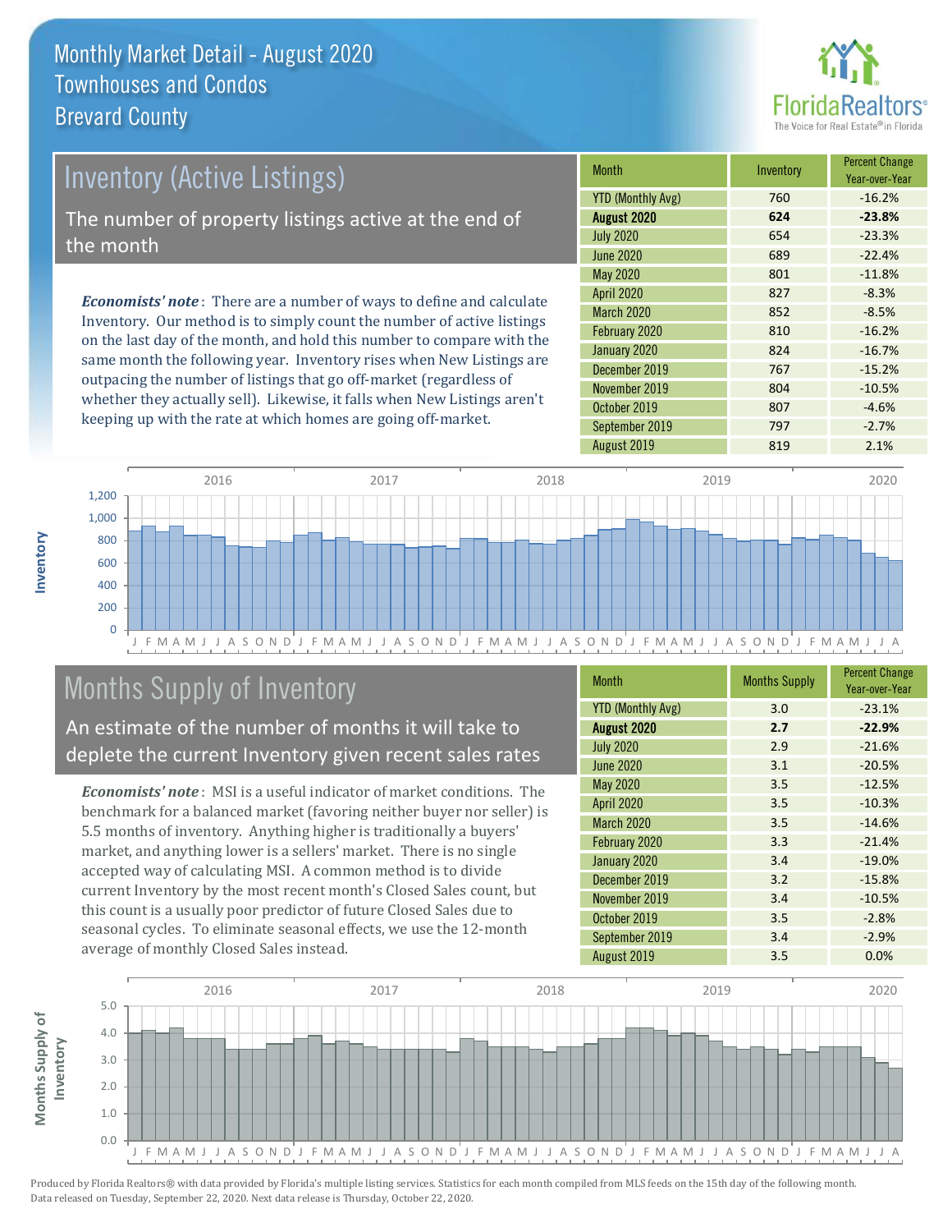# Monthly Market Detail - August 2020
## Townhouses and Condos
## Brevard County

## Inventory (Active Listings)

The number of property listings active at the end of the month

*Economists' note*: There are a number of ways to define and calculate Inventory. Our method is to simply count the number of active listings on the last day of the month, and hold this number to compare with the same month the following year. Inventory rises when New Listings are outpacing the number of listings that go off-market (regardless of whether they actually sell). Likewise, it falls when New Listings aren't keeping up with the rate at which homes are going off-market.

| Month | Inventory | Percent Change Year-over-Year |
|---|---|---|
| YTD (Monthly Avg) | 760 | -16.2% |
| **August 2020** | **624** | **-23.8%** |
| July 2020 | 654 | -23.3% |
| June 2020 | 689 | -22.4% |
| May 2020 | 801 | -11.8% |
| April 2020 | 827 | -8.3% |
| March 2020 | 852 | -8.5% |
| February 2020 | 810 | -16.2% |
| January 2020 | 824 | -16.7% |
| December 2019 | 767 | -15.2% |
| November 2019 | 804 | -10.5% |
| October 2019 | 807 | -4.6% |
| September 2019 | 797 | -2.7% |
| August 2019 | 819 | 2.1% |

Inventory

2016 2017 2018 2019 2020

1,200 1,000 800 600 400 200 0

J F M A M J J A S O N D J F M A M J J A S O N D J F M A M J J A S O N D J F M A M J J A S O N D J F M A M J J A

## Months Supply of Inventory

An estimate of the number of months it will take to deplete the current Inventory given recent sales rates

*Economists' note*: MSI is a useful indicator of market conditions. The benchmark for a balanced market (favoring neither buyer nor seller) is 5.5 months of inventory. Anything higher is traditionally a buyers' market, and anything lower is a sellers' market. There is no single accepted way of calculating MSI. A common method is to divide current Inventory by the most recent month's Closed Sales count, but this count is a usually poor predictor of future Closed Sales due to seasonal cycles. To eliminate seasonal effects, we use the 12-month average of monthly Closed Sales instead.

| Month | Months Supply | Percent Change Year-over-Year |
|---|---|---|
| YTD (Monthly Avg) | 3.0 | -23.1% |
| **August 2020** | **2.7** | **-22.9%** |
| July 2020 | 2.9 | -21.6% |
| June 2020 | 3.1 | -20.5% |
| May 2020 | 3.5 | -12.5% |
| April 2020 | 3.5 | -10.3% |
| March 2020 | 3.5 | -14.6% |
| February 2020 | 3.3 | -21.4% |
| January 2020 | 3.4 | -19.0% |
| December 2019 | 3.2 | -15.8% |
| November 2019 | 3.4 | -10.5% |
| October 2019 | 3.5 | -2.8% |
| September 2019 | 3.4 | -2.9% |
| August 2019 | 3.5 | 0.0% |

Months Supply of Inventory

2016 2017 2018 2019 2020

5.0 4.0 3.0 2.0 1.0 0.0

J F M A M J J A S O N D J F M A M J J A S O N D J F M A M J J A S O N D J F M A M J J A S O N D J F M A M J J A

Produced by Florida Realtors® with data provided by Florida's multiple listing services. Statistics for each month compiled from MLS feeds on the 15th day of the following month. Data released on Tuesday, September 22, 2020. Next data release is Thursday, October 22, 2020.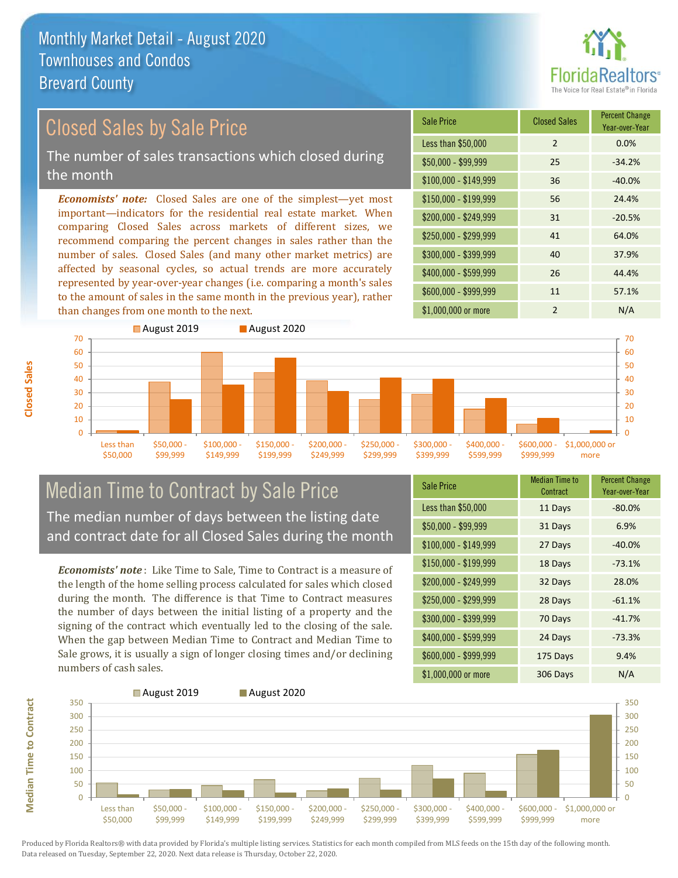# Monthly Market Detail - August 2020
## Townhouses and Condos
## Brevard County

## Closed Sales by Sale Price

The number of sales transactions which closed during the month

*Economists' note:* Closed Sales are one of the simplest—yet most important—indicators for the residential real estate market. When comparing Closed Sales across markets of different sizes, we recommend comparing the percent changes in sales rather than the number of sales. Closed Sales (and many other market metrics) are affected by seasonal cycles, so actual trends are more accurately represented by year-over-year changes (i.e. comparing a month's sales to the amount of sales in the same month in the previous year), rather than changes from one month to the next.

| Sale Price | Closed Sales | Percent Change Year-over-Year |
|---|---|---|
| Less than $50,000 | 2 | 0.0% |
| $50,000 - $99,999 | 25 | -34.2% |
| $100,000 - $149,999 | 36 | -40.0% |
| $150,000 - $199,999 | 56 | 24.4% |
| $200,000 - $249,999 | 31 | -20.5% |
| $250,000 - $299,999 | 41 | 64.0% |
| $300,000 - $399,999 | 40 | 37.9% |
| $400,000 - $599,999 | 26 | 44.4% |
| $600,000 - $999,999 | 11 | 57.1% |
| $1,000,000 or more | 2 | N/A |

## Median Time to Contract by Sale Price

The median number of days between the listing date and contract date for all Closed Sales during the month

*Economists' note*: Like Time to Sale, Time to Contract is a measure of the length of the home selling process calculated for sales which closed during the month. The difference is that Time to Contract measures the number of days between the initial listing of a property and the signing of the contract which eventually led to the closing of the sale. When the gap between Median Time to Contract and Median Time to Sale grows, it is usually a sign of longer closing times and/or declining numbers of cash sales.

| Sale Price | Median Time to Contract | Percent Change Year-over-Year |
|---|---|---|
| Less than $50,000 | 11 Days | -80.0% |
| $50,000 - $99,999 | 31 Days | 6.9% |
| $100,000 - $149,999 | 27 Days | -40.0% |
| $150,000 - $199,999 | 18 Days | -73.1% |
| $200,000 - $249,999 | 32 Days | 28.0% |
| $250,000 - $299,999 | 28 Days | -61.1% |
| $300,000 - $399,999 | 70 Days | -41.7% |
| $400,000 - $599,999 | 24 Days | -73.3% |
| $600,000 - $999,999 | 175 Days | 9.4% |
| $1,000,000 or more | 306 Days | N/A |

Produced by Florida Realtors® with data provided by Florida's multiple listing services. Statistics for each month compiled from MLS feeds on the 15th day of the following month. Data released on Tuesday, September 22, 2020. Next data release is Thursday, October 22, 2020.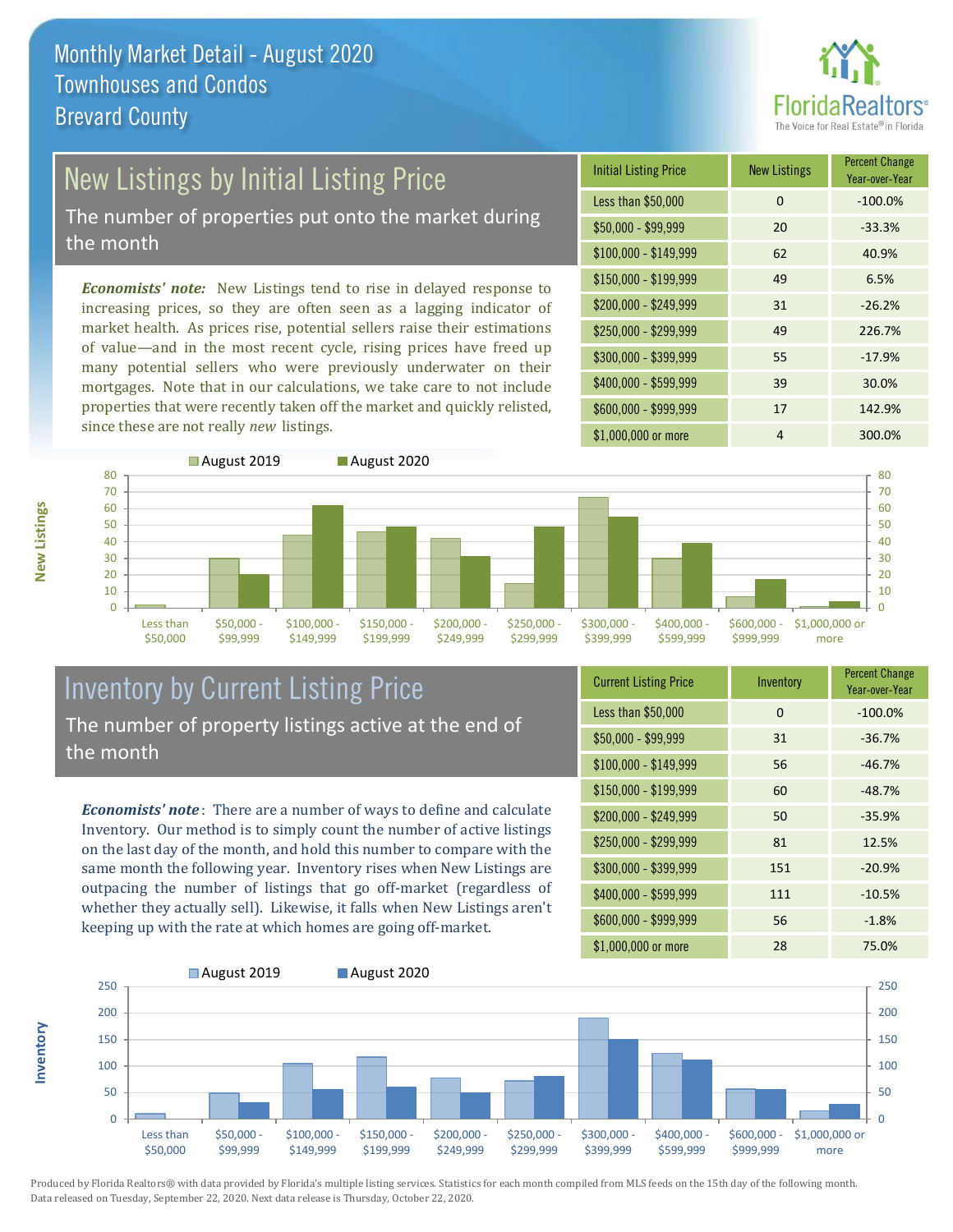# Monthly Market Detail - August 2020
## Townhouses and Condos
## Brevard County

## New Listings by Initial Listing Price

The number of properties put onto the market during the month

*Economists' note:* New Listings tend to rise in delayed response to increasing prices, so they are often seen as a lagging indicator of market health. As prices rise, potential sellers raise their estimations of value—and in the most recent cycle, rising prices have freed up many potential sellers who were previously underwater on their mortgages. Note that in our calculations, we take care to not include properties that were recently taken off the market and quickly relisted, since these are not really *new* listings.

| Initial Listing Price | New Listings | Percent Change Year-over-Year |
|---|---|---|
| Less than $50,000 | 0 | -100.0% |
| $50,000 - $99,999 | 20 | -33.3% |
| $100,000 - $149,999 | 62 | 40.9% |
| $150,000 - $199,999 | 49 | 6.5% |
| $200,000 - $249,999 | 31 | -26.2% |
| $250,000 - $299,999 | 49 | 226.7% |
| $300,000 - $399,999 | 55 | -17.9% |
| $400,000 - $599,999 | 39 | 30.0% |
| $600,000 - $999,999 | 17 | 142.9% |
| $1,000,000 or more | 4 | 300.0% |

August 2019 August 2020

New Listings

0 10 20 30 40 50 60 70 80

Less than $50,000, $50,000 - $99,999, $100,000 - $149,999, $150,000 - $199,999, $200,000 - $249,999, $250,000 - $299,999, $300,000 - $399,999, $400,000 - $599,999, $600,000 - $999,999, $1,000,000 or more

## Inventory by Current Listing Price

The number of property listings active at the end of the month

*Economists' note*: There are a number of ways to define and calculate Inventory. Our method is to simply count the number of active listings on the last day of the month, and hold this number to compare with the same month the following year. Inventory rises when New Listings are outpacing the number of listings that go off-market (regardless of whether they actually sell). Likewise, it falls when New Listings aren't keeping up with the rate at which homes are going off-market.

| Current Listing Price | Inventory | Percent Change Year-over-Year |
|---|---|---|
| Less than $50,000 | 0 | -100.0% |
| $50,000 - $99,999 | 31 | -36.7% |
| $100,000 - $149,999 | 56 | -46.7% |
| $150,000 - $199,999 | 60 | -48.7% |
| $200,000 - $249,999 | 50 | -35.9% |
| $250,000 - $299,999 | 81 | 12.5% |
| $300,000 - $399,999 | 151 | -20.9% |
| $400,000 - $599,999 | 111 | -10.5% |
| $600,000 - $999,999 | 56 | -1.8% |
| $1,000,000 or more | 28 | 75.0% |

August 2019 August 2020

Inventory

0 50 100 150 200 250

Less than $50,000, $50,000 - $99,999, $100,000 - $149,999, $150,000 - $199,999, $200,000 - $249,999, $250,000 - $299,999, $300,000 - $399,999, $400,000 - $599,999, $600,000 - $999,999, $1,000,000 or more

Produced by Florida Realtors® with data provided by Florida's multiple listing services. Statistics for each month compiled from MLS feeds on the 15th day of the following month. Data released on Tuesday, September 22, 2020. Next data release is Thursday, October 22, 2020.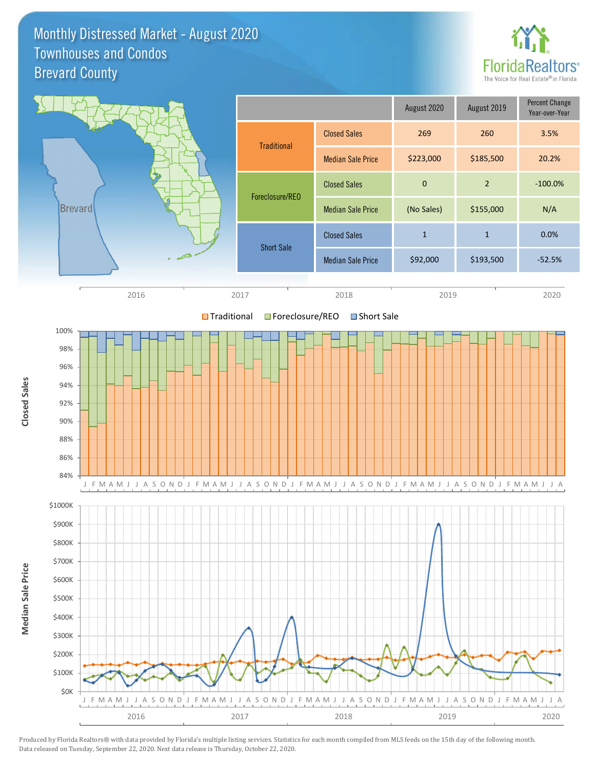# Monthly Distressed Market - August 2020
## Townhouses and Condos
## Brevard County

FloridaRealtors®
The Voice for Real Estate® in Florida

Brevard

| | | August 2020 | August 2019 | Percent Change Year-over-Year |
|---|---|---|---|---|
| Traditional | Closed Sales | 269 | 260 | 3.5% |
| | Median Sale Price | $223,000 | $185,500 | 20.2% |
| Foreclosure/REO | Closed Sales | 0 | 2 | -100.0% |
| | Median Sale Price | (No Sales) | $155,000 | N/A |
| Short Sale | Closed Sales | 1 | 1 | 0.0% |
| | Median Sale Price | $92,000 | $193,500 | -52.5% |

2016 2017 2018 2019 2020

Traditional Foreclosure/REO Short Sale

Closed Sales

100% 98% 96% 94% 92% 90% 88% 86% 84%

J F M A M J J A S O N D J F M A M J J A S O N D J F M A M J J A S O N D J F M A M J J A S O N D J F M A M J J A

Median Sale Price

$1000K $900K $800K $700K $600K $500K $400K $300K $200K $100K $0K

J F M A M J J A S O N D J F M A M J J A S O N D J F M A M J J A S O N D J F M A M J J A S O N D J F M A M J J A

2016 2017 2018 2019 2020

Produced by Florida Realtors® with data provided by Florida's multiple listing services. Statistics for each month compiled from MLS feeds on the 15th day of the following month. Data released on Tuesday, September 22, 2020. Next data release is Thursday, October 22, 2020.